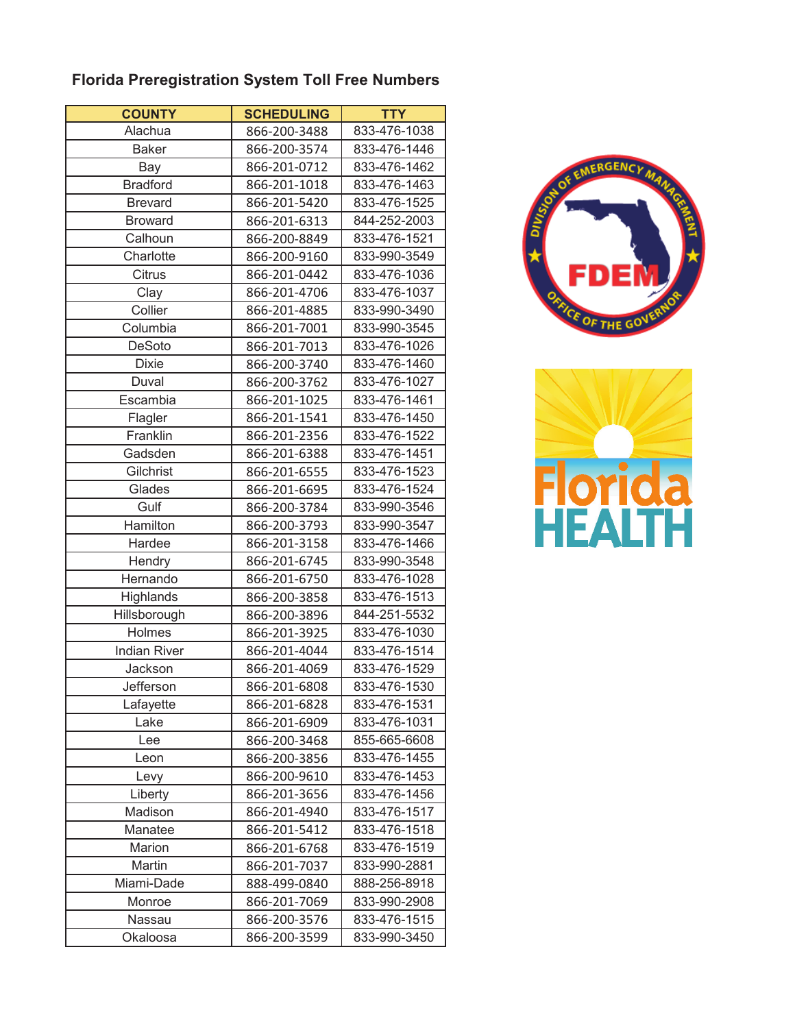## Florida Preregistration System Toll Free Numbers

| COUNTY | SCHEDULING | TTY |
|---|---|---|
| Alachua | 866-200-3488 | 833-476-1038 |
| Baker | 866-200-3574 | 833-476-1446 |
| Bay | 866-201-0712 | 833-476-1462 |
| Bradford | 866-201-1018 | 833-476-1463 |
| Brevard | 866-201-5420 | 833-476-1525 |
| Broward | 866-201-6313 | 844-252-2003 |
| Calhoun | 866-200-8849 | 833-476-1521 |
| Charlotte | 866-200-9160 | 833-990-3549 |
| Citrus | 866-201-0442 | 833-476-1036 |
| Clay | 866-201-4706 | 833-476-1037 |
| Collier | 866-201-4885 | 833-990-3490 |
| Columbia | 866-201-7001 | 833-990-3545 |
| DeSoto | 866-201-7013 | 833-476-1026 |
| Dixie | 866-200-3740 | 833-476-1460 |
| Duval | 866-200-3762 | 833-476-1027 |
| Escambia | 866-201-1025 | 833-476-1461 |
| Flagler | 866-201-1541 | 833-476-1450 |
| Franklin | 866-201-2356 | 833-476-1522 |
| Gadsden | 866-201-6388 | 833-476-1451 |
| Gilchrist | 866-201-6555 | 833-476-1523 |
| Glades | 866-201-6695 | 833-476-1524 |
| Gulf | 866-200-3784 | 833-990-3546 |
| Hamilton | 866-200-3793 | 833-990-3547 |
| Hardee | 866-201-3158 | 833-476-1466 |
| Hendry | 866-201-6745 | 833-990-3548 |
| Hernando | 866-201-6750 | 833-476-1028 |
| Highlands | 866-200-3858 | 833-476-1513 |
| Hillsborough | 866-200-3896 | 844-251-5532 |
| Holmes | 866-201-3925 | 833-476-1030 |
| Indian River | 866-201-4044 | 833-476-1514 |
| Jackson | 866-201-4069 | 833-476-1529 |
| Jefferson | 866-201-6808 | 833-476-1530 |
| Lafayette | 866-201-6828 | 833-476-1531 |
| Lake | 866-201-6909 | 833-476-1031 |
| Lee | 866-200-3468 | 855-665-6608 |
| Leon | 866-200-3856 | 833-476-1455 |
| Levy | 866-200-9610 | 833-476-1453 |
| Liberty | 866-201-3656 | 833-476-1456 |
| Madison | 866-201-4940 | 833-476-1517 |
| Manatee | 866-201-5412 | 833-476-1518 |
| Marion | 866-201-6768 | 833-476-1519 |
| Martin | 866-201-7037 | 833-990-2881 |
| Miami-Dade | 888-499-0840 | 888-256-8918 |
| Monroe | 866-201-7069 | 833-990-2908 |
| Nassau | 866-200-3576 | 833-476-1515 |
| Okaloosa | 866-200-3599 | 833-990-3450 |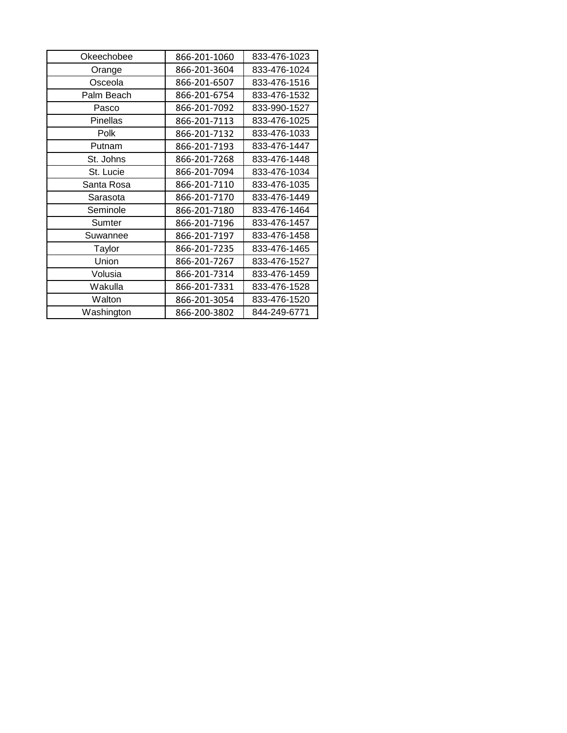| | | |
|---|---|---|
| Okeechobee | 866-201-1060 | 833-476-1023 |
| Orange | 866-201-3604 | 833-476-1024 |
| Osceola | 866-201-6507 | 833-476-1516 |
| Palm Beach | 866-201-6754 | 833-476-1532 |
| Pasco | 866-201-7092 | 833-990-1527 |
| Pinellas | 866-201-7113 | 833-476-1025 |
| Polk | 866-201-7132 | 833-476-1033 |
| Putnam | 866-201-7193 | 833-476-1447 |
| St. Johns | 866-201-7268 | 833-476-1448 |
| St. Lucie | 866-201-7094 | 833-476-1034 |
| Santa Rosa | 866-201-7110 | 833-476-1035 |
| Sarasota | 866-201-7170 | 833-476-1449 |
| Seminole | 866-201-7180 | 833-476-1464 |
| Sumter | 866-201-7196 | 833-476-1457 |
| Suwannee | 866-201-7197 | 833-476-1458 |
| Taylor | 866-201-7235 | 833-476-1465 |
| Union | 866-201-7267 | 833-476-1527 |
| Volusia | 866-201-7314 | 833-476-1459 |
| Wakulla | 866-201-7331 | 833-476-1528 |
| Walton | 866-201-3054 | 833-476-1520 |
| Washington | 866-200-3802 | 844-249-6771 |